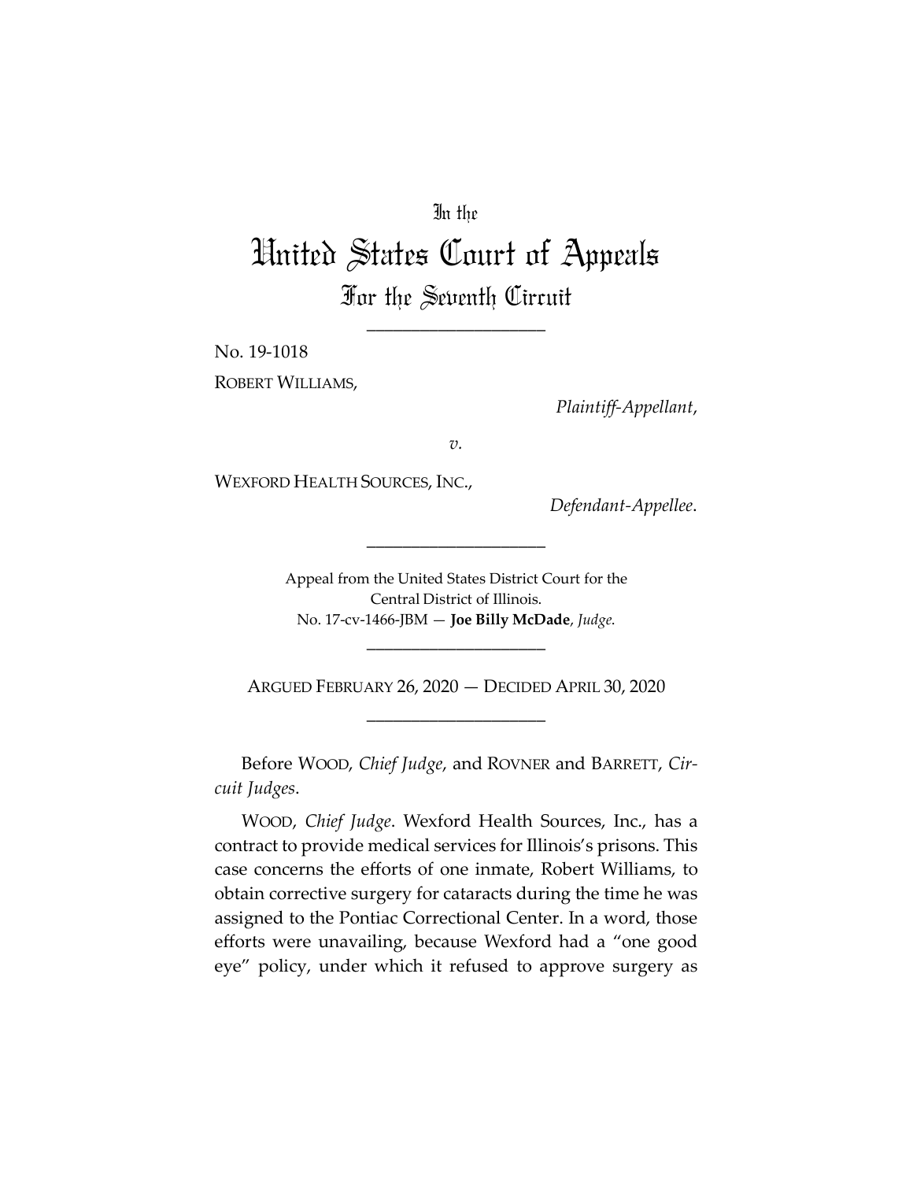In the

# United States Court of Appeals

## For the Seventh Circuit

\_\_\_\_\_\_\_\_\_\_\_\_\_\_\_\_\_\_\_\_

No. 19-1018

ROBERT WILLIAMS,

*Plaintiff-Appellant*,

*v.*

WEXFORD HEALTH SOURCES, INC.,

*Defendant-Appellee*.

\_\_\_\_\_\_\_\_\_\_\_\_\_\_\_\_\_\_\_\_

Appeal from the United States District Court for the Central District of Illinois.
No. 17-cv-1466-JBM — **Joe Billy McDade**, *Judge*.

\_\_\_\_\_\_\_\_\_\_\_\_\_\_\_\_\_\_\_\_

ARGUED FEBRUARY 26, 2020 — DECIDED APRIL 30, 2020

\_\_\_\_\_\_\_\_\_\_\_\_\_\_\_\_\_\_\_\_

Before WOOD, *Chief Judge*, and ROVNER and BARRETT, *Circuit Judges*.

WOOD, *Chief Judge*. Wexford Health Sources, Inc., has a contract to provide medical services for Illinois's prisons. This case concerns the efforts of one inmate, Robert Williams, to obtain corrective surgery for cataracts during the time he was assigned to the Pontiac Correctional Center. In a word, those efforts were unavailing, because Wexford had a "one good eye" policy, under which it refused to approve surgery as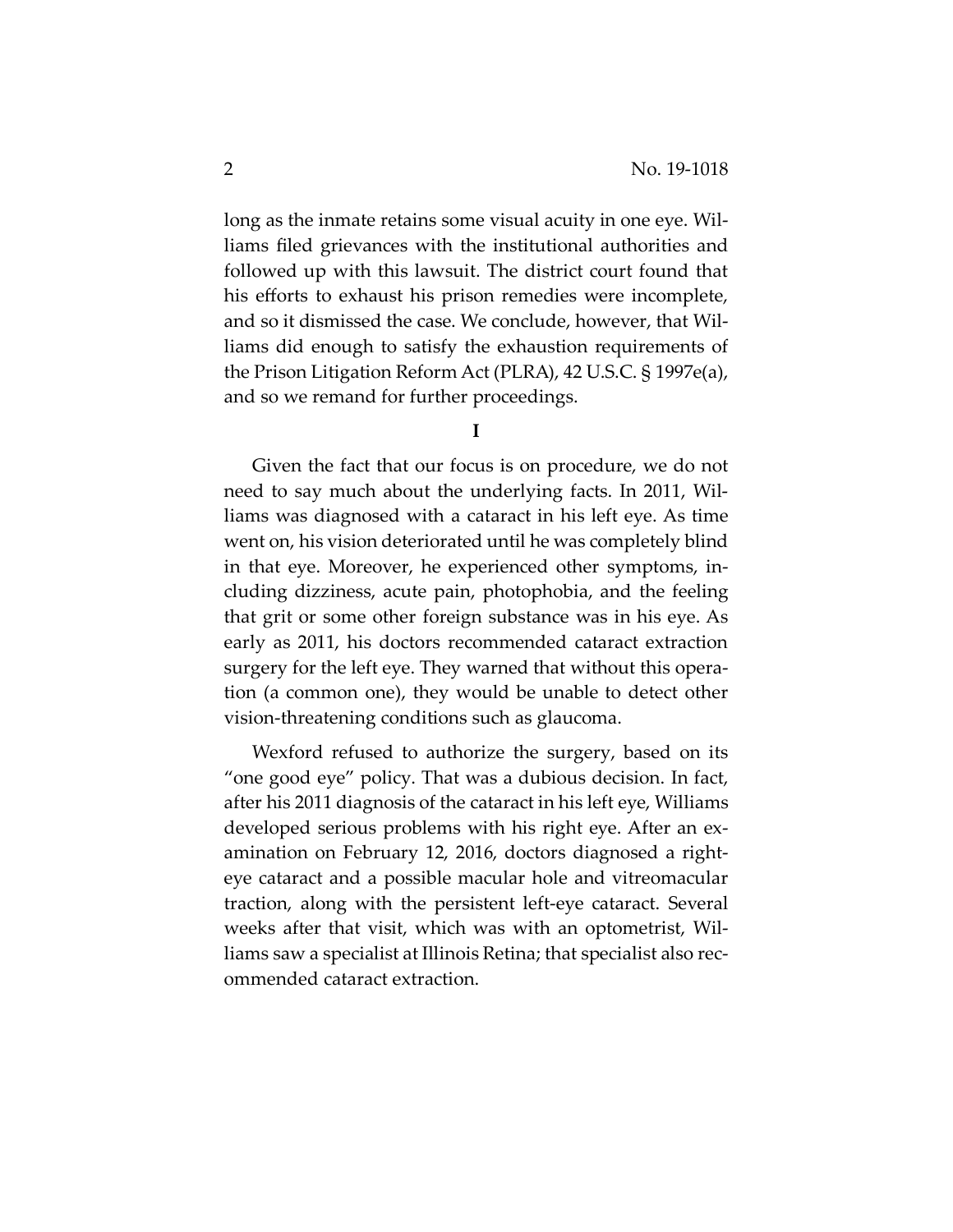long as the inmate retains some visual acuity in one eye. Williams filed grievances with the institutional authorities and followed up with this lawsuit. The district court found that his efforts to exhaust his prison remedies were incomplete, and so it dismissed the case. We conclude, however, that Williams did enough to satisfy the exhaustion requirements of the Prison Litigation Reform Act (PLRA), 42 U.S.C. § 1997e(a), and so we remand for further proceedings.

## I

Given the fact that our focus is on procedure, we do not need to say much about the underlying facts. In 2011, Williams was diagnosed with a cataract in his left eye. As time went on, his vision deteriorated until he was completely blind in that eye. Moreover, he experienced other symptoms, including dizziness, acute pain, photophobia, and the feeling that grit or some other foreign substance was in his eye. As early as 2011, his doctors recommended cataract extraction surgery for the left eye. They warned that without this operation (a common one), they would be unable to detect other vision-threatening conditions such as glaucoma.

Wexford refused to authorize the surgery, based on its "one good eye" policy. That was a dubious decision. In fact, after his 2011 diagnosis of the cataract in his left eye, Williams developed serious problems with his right eye. After an examination on February 12, 2016, doctors diagnosed a right-eye cataract and a possible macular hole and vitreomacular traction, along with the persistent left-eye cataract. Several weeks after that visit, which was with an optometrist, Williams saw a specialist at Illinois Retina; that specialist also recommended cataract extraction.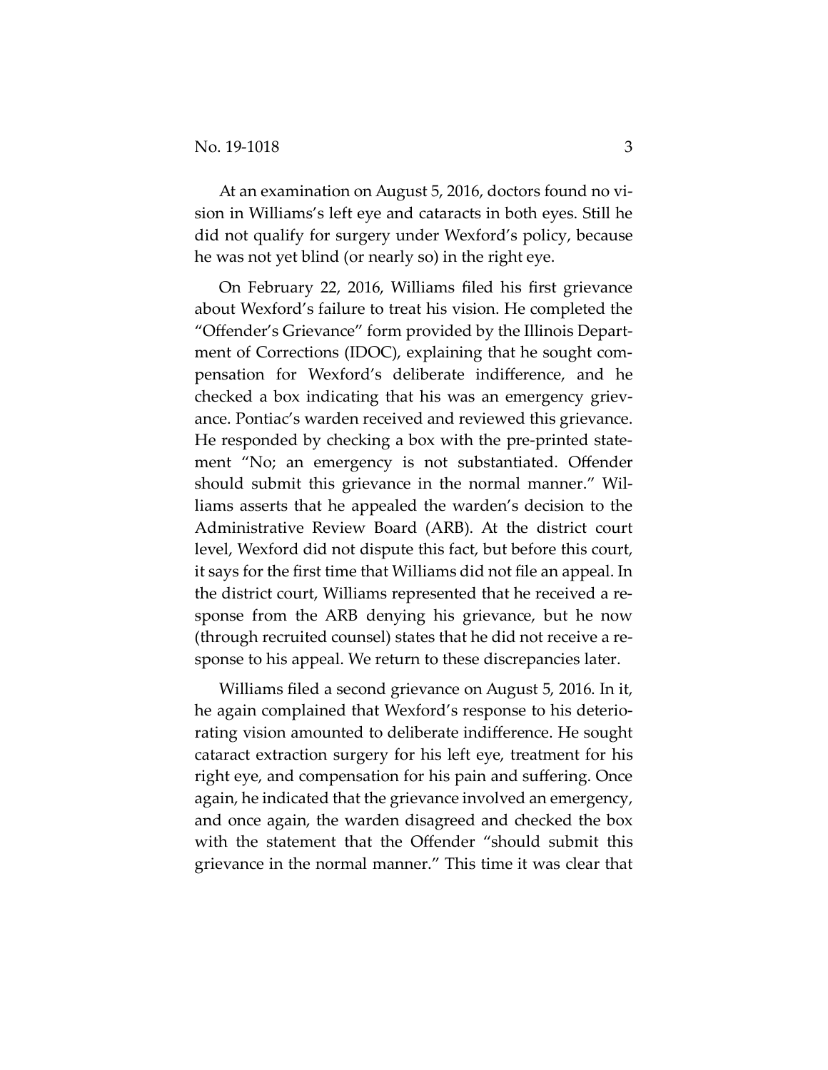At an examination on August 5, 2016, doctors found no vision in Williams's left eye and cataracts in both eyes. Still he did not qualify for surgery under Wexford's policy, because he was not yet blind (or nearly so) in the right eye.

On February 22, 2016, Williams filed his first grievance about Wexford's failure to treat his vision. He completed the "Offender's Grievance" form provided by the Illinois Department of Corrections (IDOC), explaining that he sought compensation for Wexford's deliberate indifference, and he checked a box indicating that his was an emergency grievance. Pontiac's warden received and reviewed this grievance. He responded by checking a box with the pre-printed statement "No; an emergency is not substantiated. Offender should submit this grievance in the normal manner." Williams asserts that he appealed the warden's decision to the Administrative Review Board (ARB). At the district court level, Wexford did not dispute this fact, but before this court, it says for the first time that Williams did not file an appeal. In the district court, Williams represented that he received a response from the ARB denying his grievance, but he now (through recruited counsel) states that he did not receive a response to his appeal. We return to these discrepancies later.

Williams filed a second grievance on August 5, 2016. In it, he again complained that Wexford's response to his deteriorating vision amounted to deliberate indifference. He sought cataract extraction surgery for his left eye, treatment for his right eye, and compensation for his pain and suffering. Once again, he indicated that the grievance involved an emergency, and once again, the warden disagreed and checked the box with the statement that the Offender "should submit this grievance in the normal manner." This time it was clear that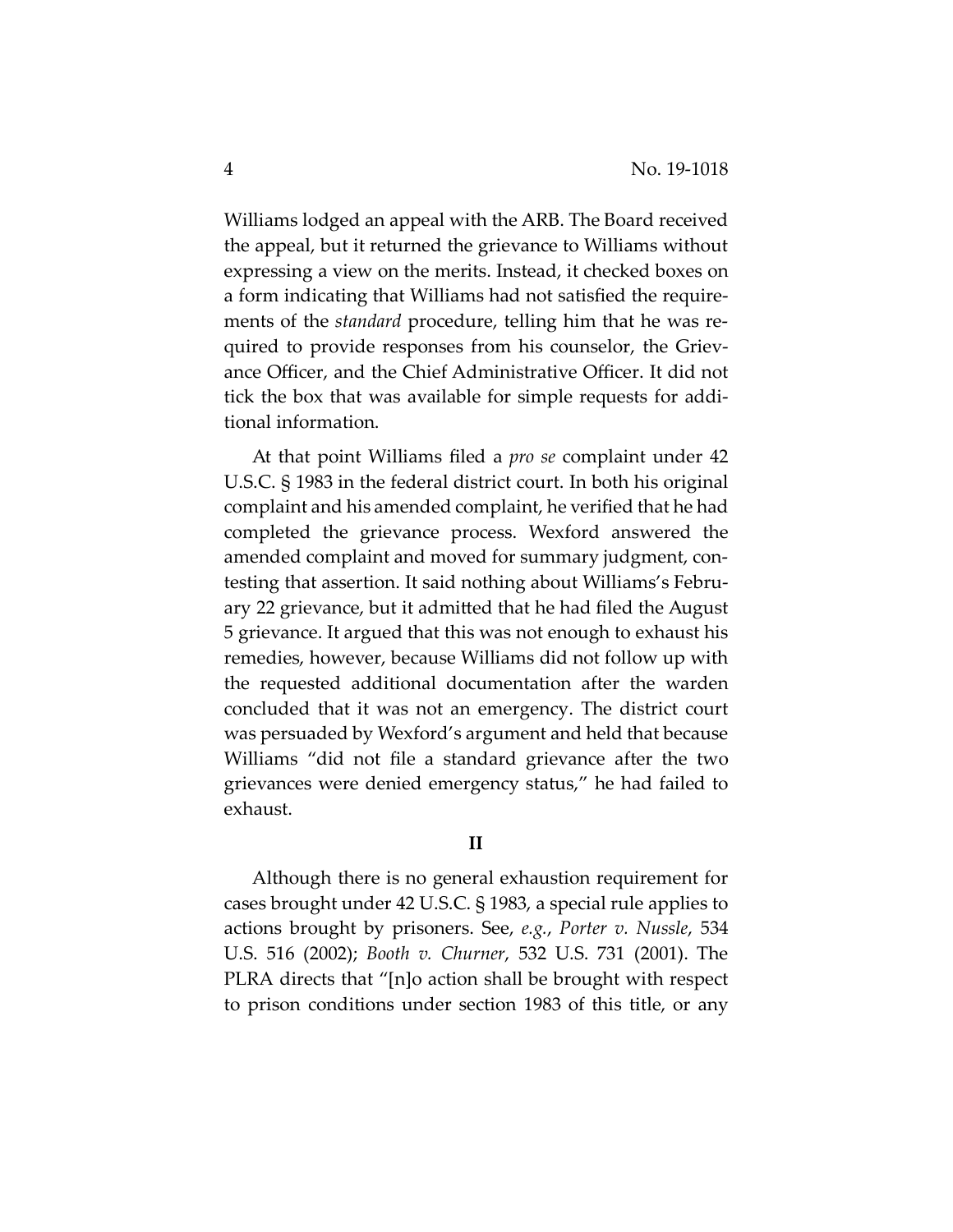Williams lodged an appeal with the ARB. The Board received the appeal, but it returned the grievance to Williams without expressing a view on the merits. Instead, it checked boxes on a form indicating that Williams had not satisfied the requirements of the *standard* procedure, telling him that he was required to provide responses from his counselor, the Grievance Officer, and the Chief Administrative Officer. It did not tick the box that was available for simple requests for additional information.

At that point Williams filed a *pro se* complaint under 42 U.S.C. § 1983 in the federal district court. In both his original complaint and his amended complaint, he verified that he had completed the grievance process. Wexford answered the amended complaint and moved for summary judgment, contesting that assertion. It said nothing about Williams's February 22 grievance, but it admitted that he had filed the August 5 grievance. It argued that this was not enough to exhaust his remedies, however, because Williams did not follow up with the requested additional documentation after the warden concluded that it was not an emergency. The district court was persuaded by Wexford's argument and held that because Williams "did not file a standard grievance after the two grievances were denied emergency status," he had failed to exhaust.

## II

Although there is no general exhaustion requirement for cases brought under 42 U.S.C. § 1983, a special rule applies to actions brought by prisoners. See, *e.g.*, *Porter v. Nussle*, 534 U.S. 516 (2002); *Booth v. Churner*, 532 U.S. 731 (2001). The PLRA directs that "[n]o action shall be brought with respect to prison conditions under section 1983 of this title, or any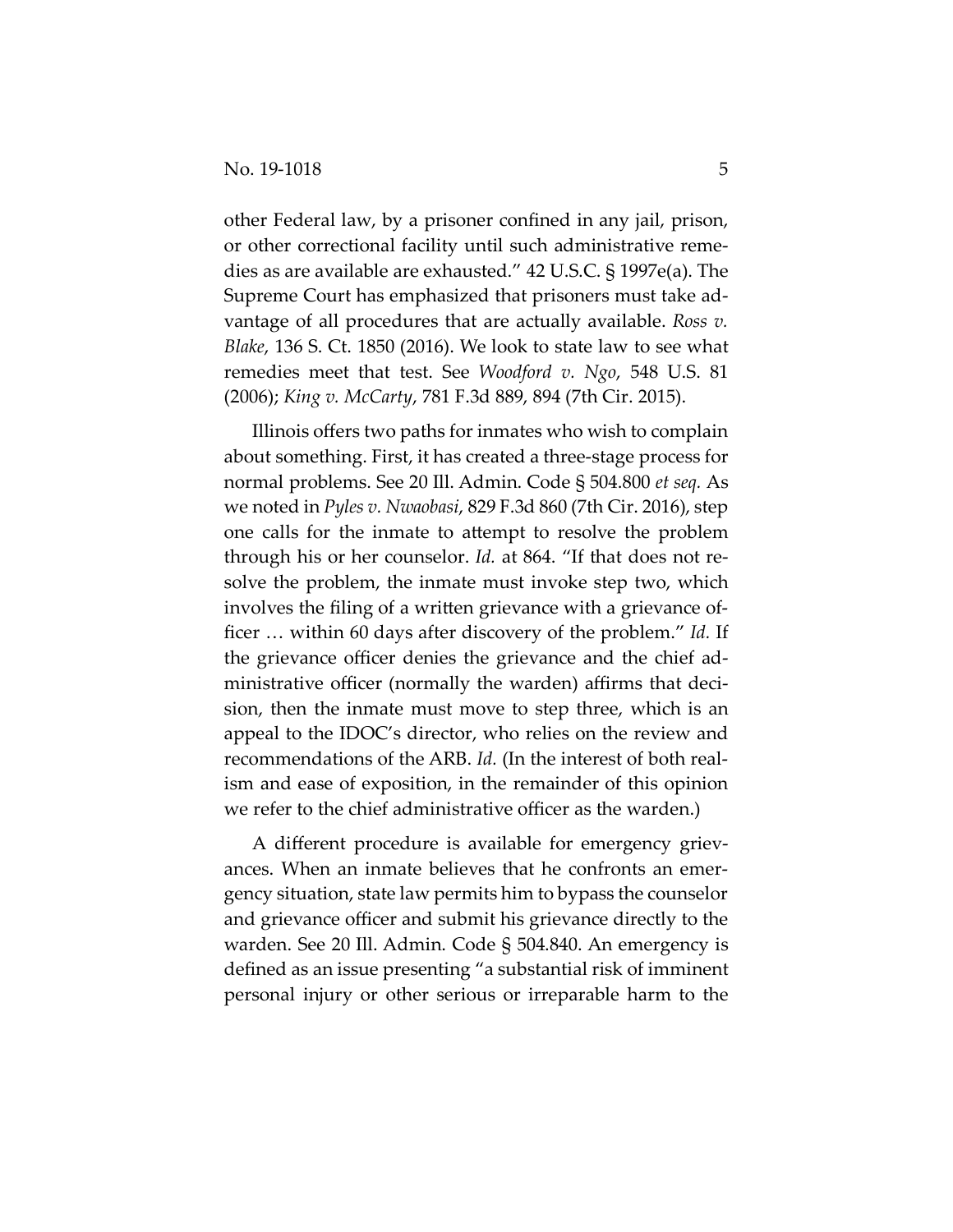other Federal law, by a prisoner confined in any jail, prison, or other correctional facility until such administrative remedies as are available are exhausted." 42 U.S.C. § 1997e(a). The Supreme Court has emphasized that prisoners must take advantage of all procedures that are actually available. *Ross v. Blake*, 136 S. Ct. 1850 (2016). We look to state law to see what remedies meet that test. See *Woodford v. Ngo*, 548 U.S. 81 (2006); *King v. McCarty*, 781 F.3d 889, 894 (7th Cir. 2015).

Illinois offers two paths for inmates who wish to complain about something. First, it has created a three-stage process for normal problems. See 20 Ill. Admin. Code § 504.800 *et seq.* As we noted in *Pyles v. Nwaobasi*, 829 F.3d 860 (7th Cir. 2016), step one calls for the inmate to attempt to resolve the problem through his or her counselor. *Id.* at 864. "If that does not resolve the problem, the inmate must invoke step two, which involves the filing of a written grievance with a grievance officer … within 60 days after discovery of the problem." *Id.* If the grievance officer denies the grievance and the chief administrative officer (normally the warden) affirms that decision, then the inmate must move to step three, which is an appeal to the IDOC's director, who relies on the review and recommendations of the ARB. *Id.* (In the interest of both realism and ease of exposition, in the remainder of this opinion we refer to the chief administrative officer as the warden.)

A different procedure is available for emergency grievances. When an inmate believes that he confronts an emergency situation, state law permits him to bypass the counselor and grievance officer and submit his grievance directly to the warden. See 20 Ill. Admin. Code § 504.840. An emergency is defined as an issue presenting "a substantial risk of imminent personal injury or other serious or irreparable harm to the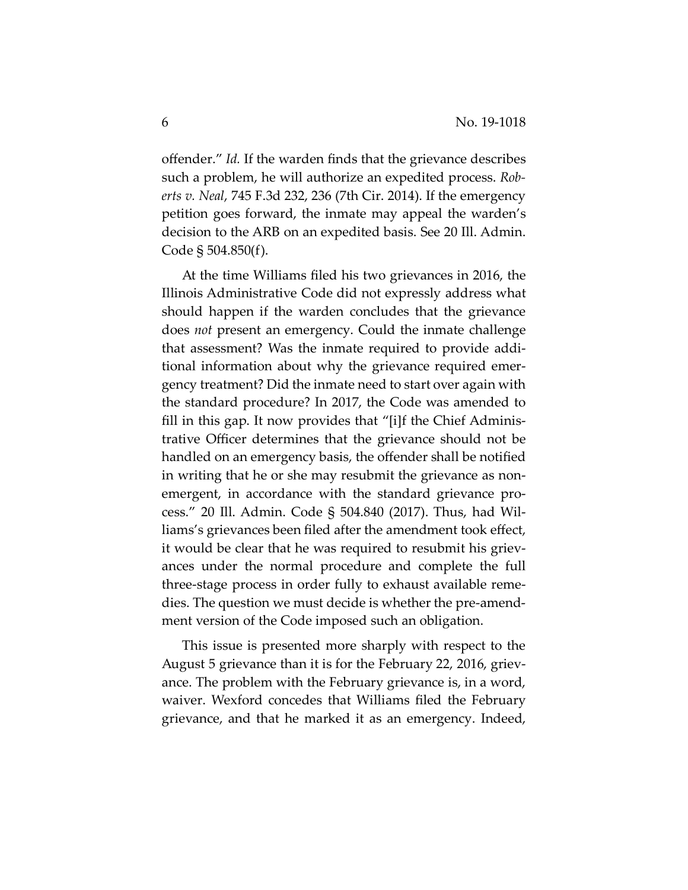offender." *Id.* If the warden finds that the grievance describes such a problem, he will authorize an expedited process. *Roberts v. Neal*, 745 F.3d 232, 236 (7th Cir. 2014). If the emergency petition goes forward, the inmate may appeal the warden's decision to the ARB on an expedited basis. See 20 Ill. Admin. Code § 504.850(f).

At the time Williams filed his two grievances in 2016, the Illinois Administrative Code did not expressly address what should happen if the warden concludes that the grievance does *not* present an emergency. Could the inmate challenge that assessment? Was the inmate required to provide additional information about why the grievance required emergency treatment? Did the inmate need to start over again with the standard procedure? In 2017, the Code was amended to fill in this gap. It now provides that "[i]f the Chief Administrative Officer determines that the grievance should not be handled on an emergency basis, the offender shall be notified in writing that he or she may resubmit the grievance as non-emergent, in accordance with the standard grievance process." 20 Ill. Admin. Code § 504.840 (2017). Thus, had Williams's grievances been filed after the amendment took effect, it would be clear that he was required to resubmit his grievances under the normal procedure and complete the full three-stage process in order fully to exhaust available remedies. The question we must decide is whether the pre-amendment version of the Code imposed such an obligation.

This issue is presented more sharply with respect to the August 5 grievance than it is for the February 22, 2016, grievance. The problem with the February grievance is, in a word, waiver. Wexford concedes that Williams filed the February grievance, and that he marked it as an emergency. Indeed,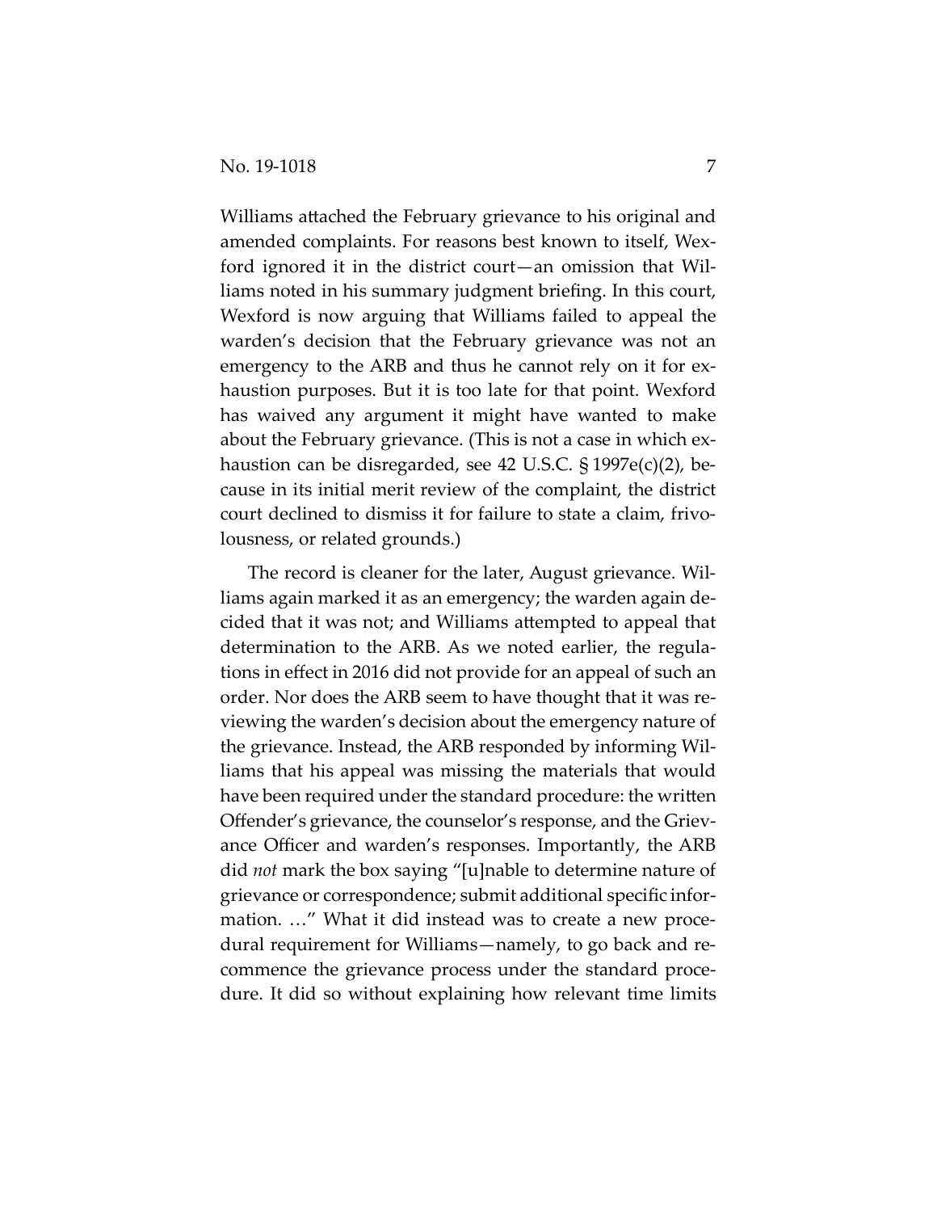Williams attached the February grievance to his original and amended complaints. For reasons best known to itself, Wexford ignored it in the district court—an omission that Williams noted in his summary judgment briefing. In this court, Wexford is now arguing that Williams failed to appeal the warden's decision that the February grievance was not an emergency to the ARB and thus he cannot rely on it for exhaustion purposes. But it is too late for that point. Wexford has waived any argument it might have wanted to make about the February grievance. (This is not a case in which exhaustion can be disregarded, see 42 U.S.C. § 1997e(c)(2), because in its initial merit review of the complaint, the district court declined to dismiss it for failure to state a claim, frivolousness, or related grounds.)

The record is cleaner for the later, August grievance. Williams again marked it as an emergency; the warden again decided that it was not; and Williams attempted to appeal that determination to the ARB. As we noted earlier, the regulations in effect in 2016 did not provide for an appeal of such an order. Nor does the ARB seem to have thought that it was reviewing the warden's decision about the emergency nature of the grievance. Instead, the ARB responded by informing Williams that his appeal was missing the materials that would have been required under the standard procedure: the written Offender's grievance, the counselor's response, and the Grievance Officer and warden's responses. Importantly, the ARB did *not* mark the box saying "[u]nable to determine nature of grievance or correspondence; submit additional specific information. …" What it did instead was to create a new procedural requirement for Williams—namely, to go back and recommence the grievance process under the standard procedure. It did so without explaining how relevant time limits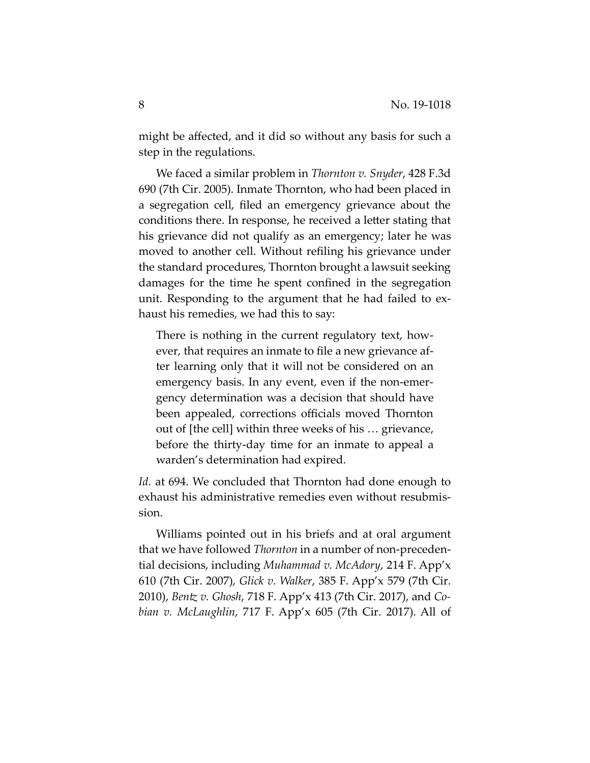might be affected, and it did so without any basis for such a step in the regulations.

We faced a similar problem in *Thornton v. Snyder*, 428 F.3d 690 (7th Cir. 2005). Inmate Thornton, who had been placed in a segregation cell, filed an emergency grievance about the conditions there. In response, he received a letter stating that his grievance did not qualify as an emergency; later he was moved to another cell. Without refiling his grievance under the standard procedures, Thornton brought a lawsuit seeking damages for the time he spent confined in the segregation unit. Responding to the argument that he had failed to exhaust his remedies, we had this to say:

> There is nothing in the current regulatory text, however, that requires an inmate to file a new grievance after learning only that it will not be considered on an emergency basis. In any event, even if the non-emergency determination was a decision that should have been appealed, corrections officials moved Thornton out of [the cell] within three weeks of his … grievance, before the thirty-day time for an inmate to appeal a warden's determination had expired.

*Id.* at 694. We concluded that Thornton had done enough to exhaust his administrative remedies even without resubmission.

Williams pointed out in his briefs and at oral argument that we have followed *Thornton* in a number of non-precedential decisions, including *Muhammad v. McAdory*, 214 F. App'x 610 (7th Cir. 2007), *Glick v. Walker*, 385 F. App'x 579 (7th Cir. 2010), *Bentz v. Ghosh*, 718 F. App'x 413 (7th Cir. 2017), and *Cobian v. McLaughlin*, 717 F. App'x 605 (7th Cir. 2017). All of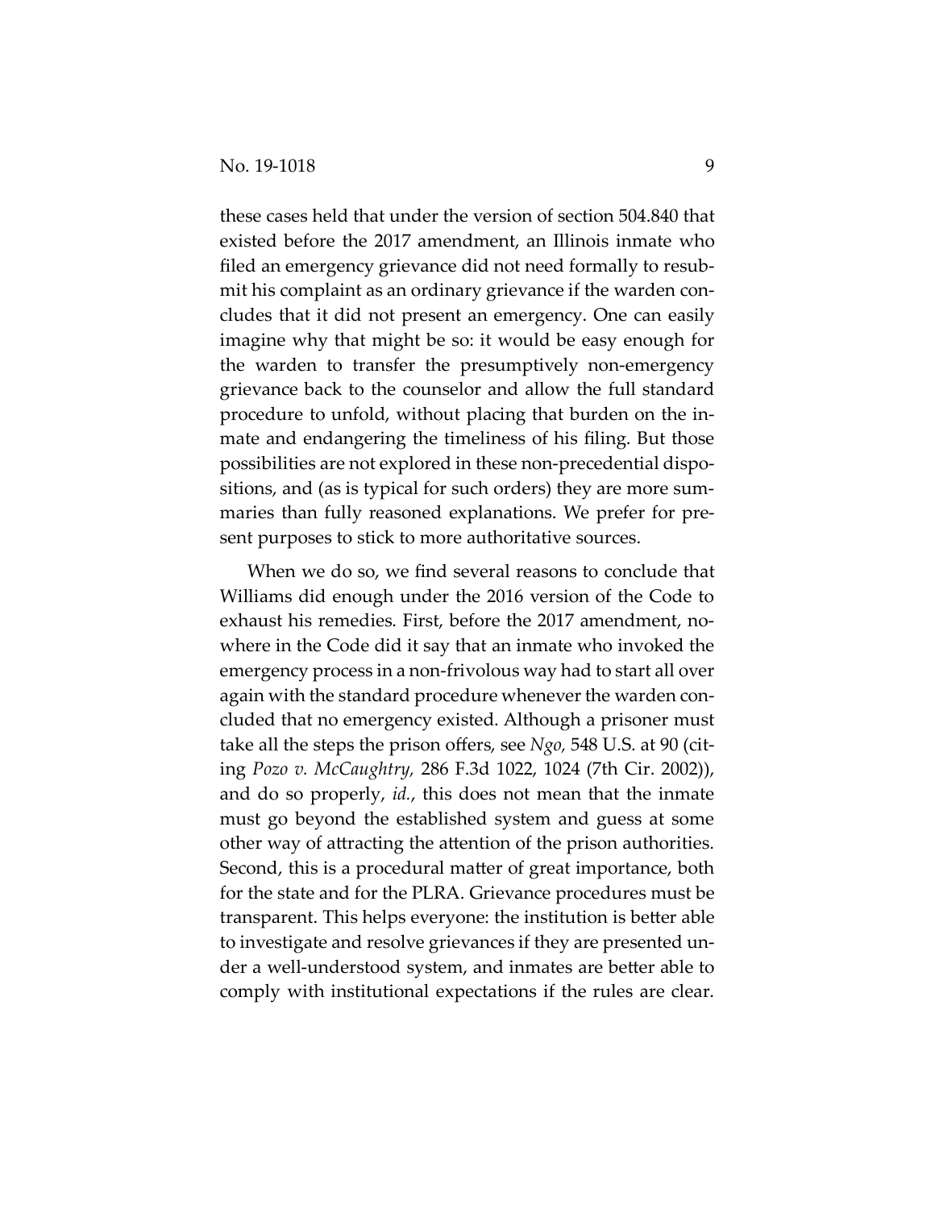these cases held that under the version of section 504.840 that existed before the 2017 amendment, an Illinois inmate who filed an emergency grievance did not need formally to resubmit his complaint as an ordinary grievance if the warden concludes that it did not present an emergency. One can easily imagine why that might be so: it would be easy enough for the warden to transfer the presumptively non-emergency grievance back to the counselor and allow the full standard procedure to unfold, without placing that burden on the inmate and endangering the timeliness of his filing. But those possibilities are not explored in these non-precedential dispositions, and (as is typical for such orders) they are more summaries than fully reasoned explanations. We prefer for present purposes to stick to more authoritative sources.

When we do so, we find several reasons to conclude that Williams did enough under the 2016 version of the Code to exhaust his remedies. First, before the 2017 amendment, nowhere in the Code did it say that an inmate who invoked the emergency process in a non-frivolous way had to start all over again with the standard procedure whenever the warden concluded that no emergency existed. Although a prisoner must take all the steps the prison offers, see *Ngo,* 548 U.S. at 90 (citing *Pozo v. McCaughtry,* 286 F.3d 1022, 1024 (7th Cir. 2002)), and do so properly, *id.*, this does not mean that the inmate must go beyond the established system and guess at some other way of attracting the attention of the prison authorities. Second, this is a procedural matter of great importance, both for the state and for the PLRA. Grievance procedures must be transparent. This helps everyone: the institution is better able to investigate and resolve grievances if they are presented under a well-understood system, and inmates are better able to comply with institutional expectations if the rules are clear.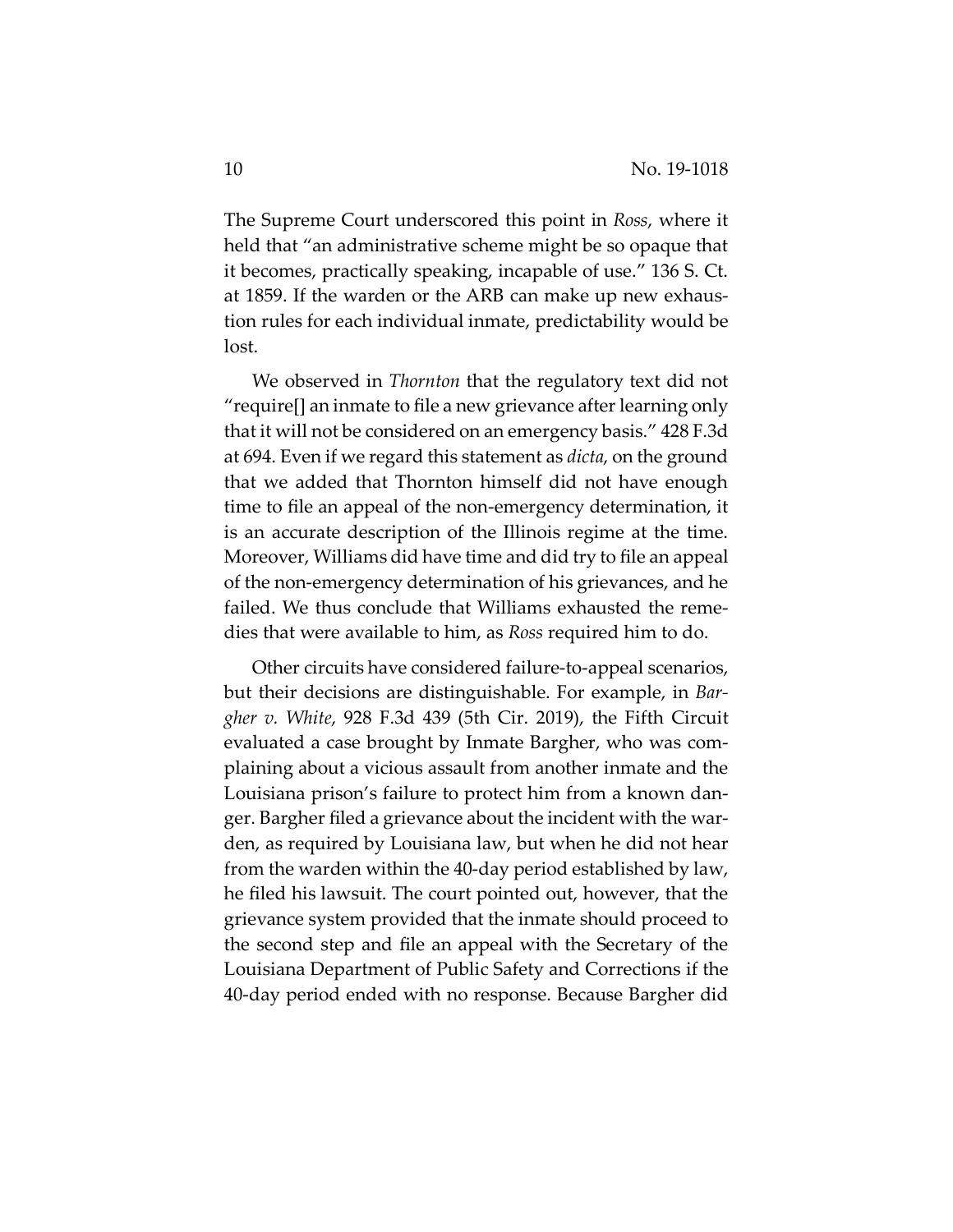The Supreme Court underscored this point in *Ross*, where it held that "an administrative scheme might be so opaque that it becomes, practically speaking, incapable of use." 136 S. Ct. at 1859. If the warden or the ARB can make up new exhaustion rules for each individual inmate, predictability would be lost.

We observed in *Thornton* that the regulatory text did not "require[] an inmate to file a new grievance after learning only that it will not be considered on an emergency basis." 428 F.3d at 694. Even if we regard this statement as *dicta*, on the ground that we added that Thornton himself did not have enough time to file an appeal of the non-emergency determination, it is an accurate description of the Illinois regime at the time. Moreover, Williams did have time and did try to file an appeal of the non-emergency determination of his grievances, and he failed. We thus conclude that Williams exhausted the remedies that were available to him, as *Ross* required him to do.

Other circuits have considered failure-to-appeal scenarios, but their decisions are distinguishable. For example, in *Bargher v. White*, 928 F.3d 439 (5th Cir. 2019), the Fifth Circuit evaluated a case brought by Inmate Bargher, who was complaining about a vicious assault from another inmate and the Louisiana prison's failure to protect him from a known danger. Bargher filed a grievance about the incident with the warden, as required by Louisiana law, but when he did not hear from the warden within the 40-day period established by law, he filed his lawsuit. The court pointed out, however, that the grievance system provided that the inmate should proceed to the second step and file an appeal with the Secretary of the Louisiana Department of Public Safety and Corrections if the 40-day period ended with no response. Because Bargher did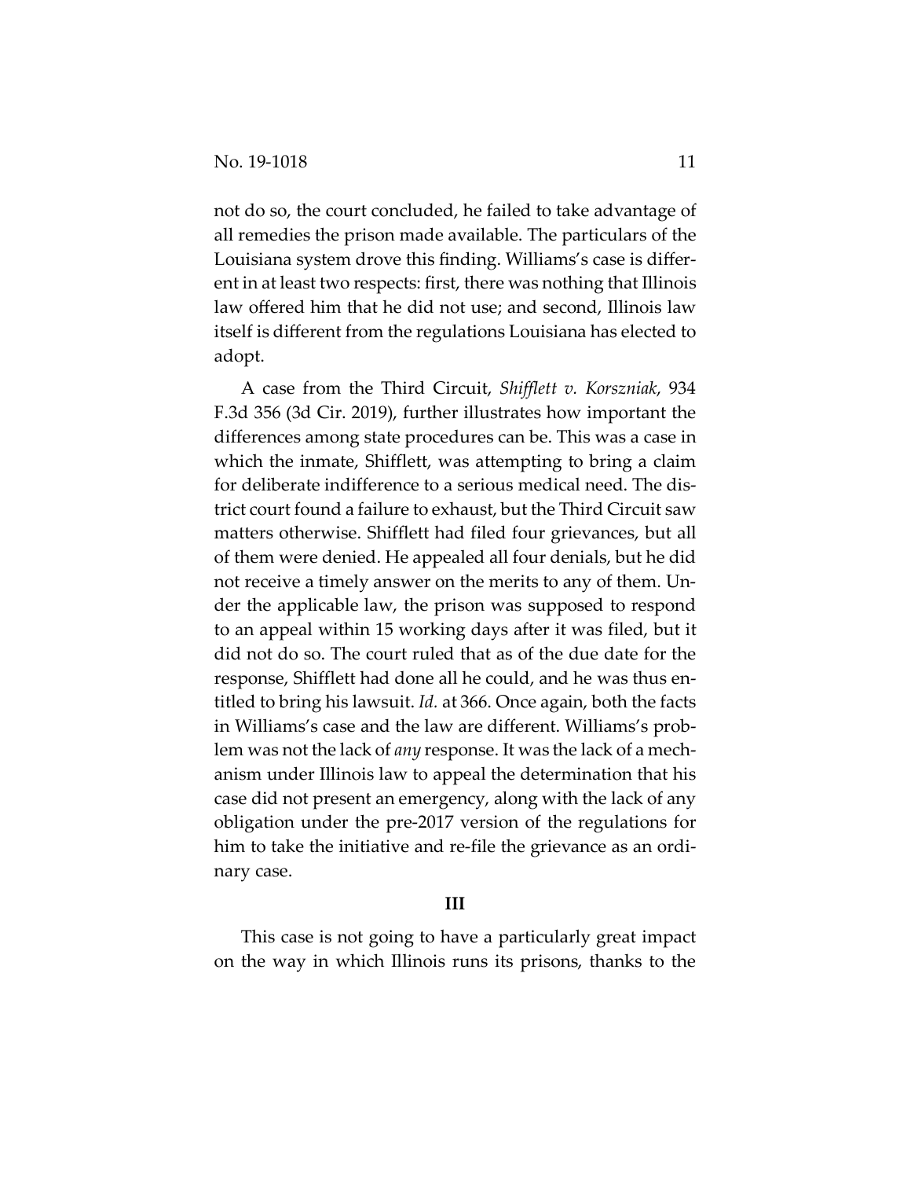not do so, the court concluded, he failed to take advantage of all remedies the prison made available. The particulars of the Louisiana system drove this finding. Williams's case is different in at least two respects: first, there was nothing that Illinois law offered him that he did not use; and second, Illinois law itself is different from the regulations Louisiana has elected to adopt.

A case from the Third Circuit, *Shifflett v. Korszniak*, 934 F.3d 356 (3d Cir. 2019), further illustrates how important the differences among state procedures can be. This was a case in which the inmate, Shifflett, was attempting to bring a claim for deliberate indifference to a serious medical need. The district court found a failure to exhaust, but the Third Circuit saw matters otherwise. Shifflett had filed four grievances, but all of them were denied. He appealed all four denials, but he did not receive a timely answer on the merits to any of them. Under the applicable law, the prison was supposed to respond to an appeal within 15 working days after it was filed, but it did not do so. The court ruled that as of the due date for the response, Shifflett had done all he could, and he was thus entitled to bring his lawsuit. *Id.* at 366. Once again, both the facts in Williams's case and the law are different. Williams's problem was not the lack of *any* response. It was the lack of a mechanism under Illinois law to appeal the determination that his case did not present an emergency, along with the lack of any obligation under the pre-2017 version of the regulations for him to take the initiative and re-file the grievance as an ordinary case.

## III

This case is not going to have a particularly great impact on the way in which Illinois runs its prisons, thanks to the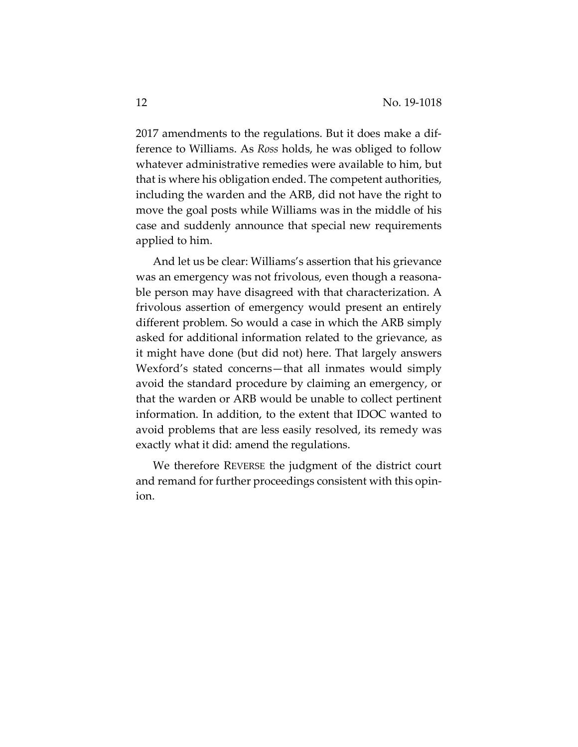2017 amendments to the regulations. But it does make a difference to Williams. As *Ross* holds, he was obliged to follow whatever administrative remedies were available to him, but that is where his obligation ended. The competent authorities, including the warden and the ARB, did not have the right to move the goal posts while Williams was in the middle of his case and suddenly announce that special new requirements applied to him.

And let us be clear: Williams's assertion that his grievance was an emergency was not frivolous, even though a reasonable person may have disagreed with that characterization. A frivolous assertion of emergency would present an entirely different problem. So would a case in which the ARB simply asked for additional information related to the grievance, as it might have done (but did not) here. That largely answers Wexford's stated concerns—that all inmates would simply avoid the standard procedure by claiming an emergency, or that the warden or ARB would be unable to collect pertinent information. In addition, to the extent that IDOC wanted to avoid problems that are less easily resolved, its remedy was exactly what it did: amend the regulations.

We therefore REVERSE the judgment of the district court and remand for further proceedings consistent with this opinion.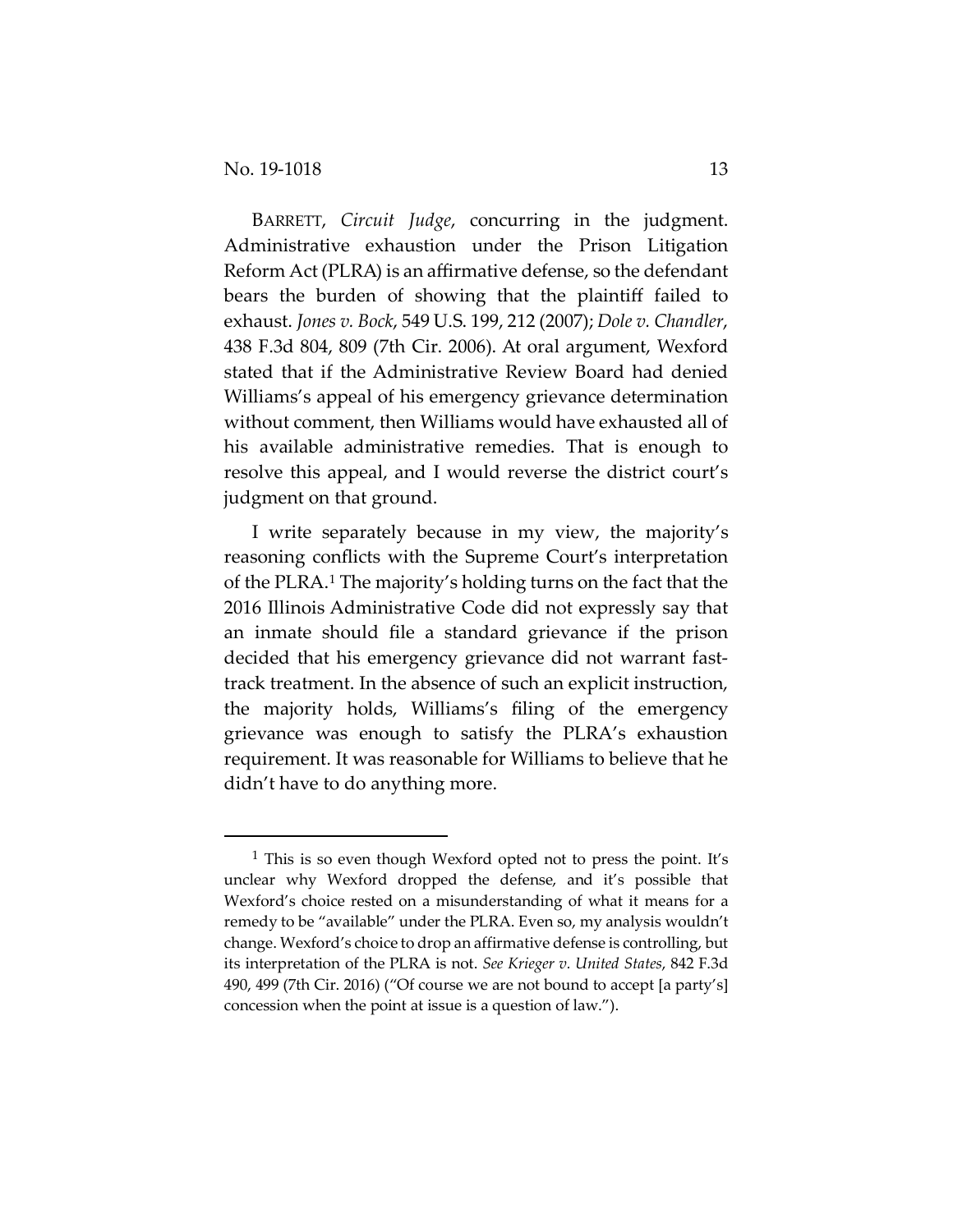BARRETT, *Circuit Judge*, concurring in the judgment. Administrative exhaustion under the Prison Litigation Reform Act (PLRA) is an affirmative defense, so the defendant bears the burden of showing that the plaintiff failed to exhaust. *Jones v. Bock*, 549 U.S. 199, 212 (2007); *Dole v. Chandler*, 438 F.3d 804, 809 (7th Cir. 2006). At oral argument, Wexford stated that if the Administrative Review Board had denied Williams's appeal of his emergency grievance determination without comment, then Williams would have exhausted all of his available administrative remedies. That is enough to resolve this appeal, and I would reverse the district court's judgment on that ground.

I write separately because in my view, the majority's reasoning conflicts with the Supreme Court's interpretation of the PLRA.[1] The majority's holding turns on the fact that the 2016 Illinois Administrative Code did not expressly say that an inmate should file a standard grievance if the prison decided that his emergency grievance did not warrant fast-track treatment. In the absence of such an explicit instruction, the majority holds, Williams's filing of the emergency grievance was enough to satisfy the PLRA's exhaustion requirement. It was reasonable for Williams to believe that he didn't have to do anything more.

[1] This is so even though Wexford opted not to press the point. It's unclear why Wexford dropped the defense, and it's possible that Wexford's choice rested on a misunderstanding of what it means for a remedy to be "available" under the PLRA. Even so, my analysis wouldn't change. Wexford's choice to drop an affirmative defense is controlling, but its interpretation of the PLRA is not. *See Krieger v. United States*, 842 F.3d 490, 499 (7th Cir. 2016) ("Of course we are not bound to accept [a party's] concession when the point at issue is a question of law.").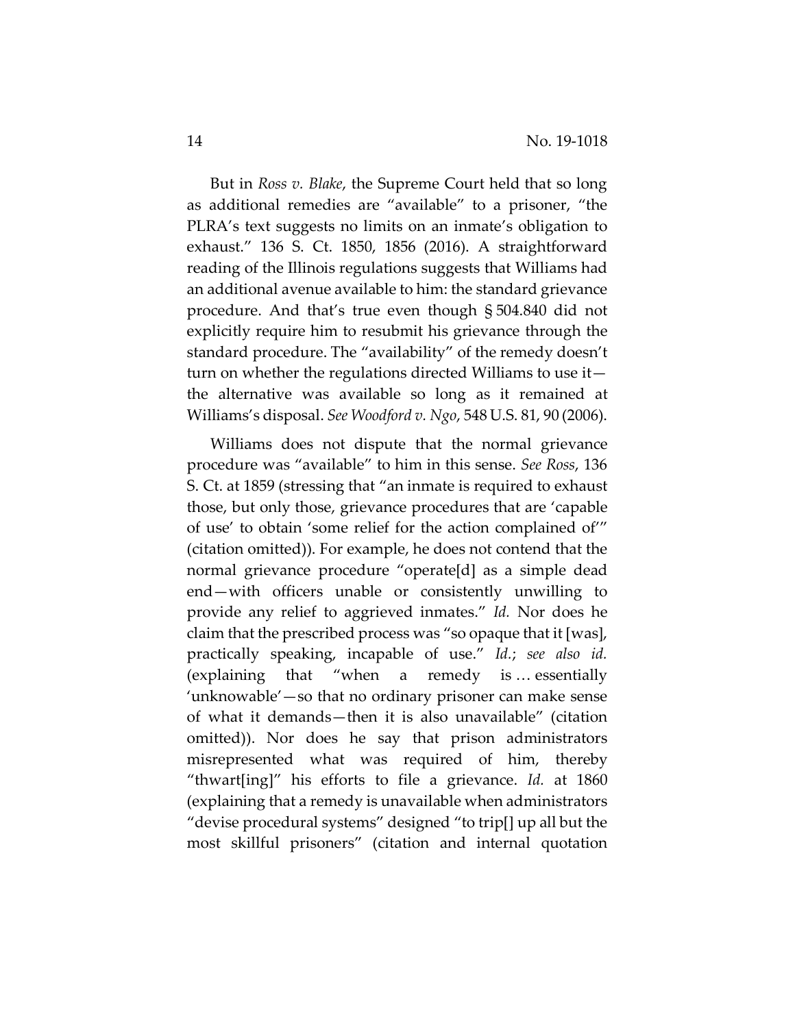But in *Ross v. Blake*, the Supreme Court held that so long as additional remedies are "available" to a prisoner, "the PLRA's text suggests no limits on an inmate's obligation to exhaust." 136 S. Ct. 1850, 1856 (2016). A straightforward reading of the Illinois regulations suggests that Williams had an additional avenue available to him: the standard grievance procedure. And that's true even though § 504.840 did not explicitly require him to resubmit his grievance through the standard procedure. The "availability" of the remedy doesn't turn on whether the regulations directed Williams to use it—the alternative was available so long as it remained at Williams's disposal. *See Woodford v. Ngo*, 548 U.S. 81, 90 (2006).

Williams does not dispute that the normal grievance procedure was "available" to him in this sense. *See Ross*, 136 S. Ct. at 1859 (stressing that "an inmate is required to exhaust those, but only those, grievance procedures that are 'capable of use' to obtain 'some relief for the action complained of'" (citation omitted)). For example, he does not contend that the normal grievance procedure "operate[d] as a simple dead end—with officers unable or consistently unwilling to provide any relief to aggrieved inmates." *Id.* Nor does he claim that the prescribed process was "so opaque that it [was], practically speaking, incapable of use." *Id.*; *see also id.* (explaining that "when a remedy is … essentially 'unknowable'—so that no ordinary prisoner can make sense of what it demands—then it is also unavailable" (citation omitted)). Nor does he say that prison administrators misrepresented what was required of him, thereby "thwart[ing]" his efforts to file a grievance. *Id.* at 1860 (explaining that a remedy is unavailable when administrators "devise procedural systems" designed "to trip[] up all but the most skillful prisoners" (citation and internal quotation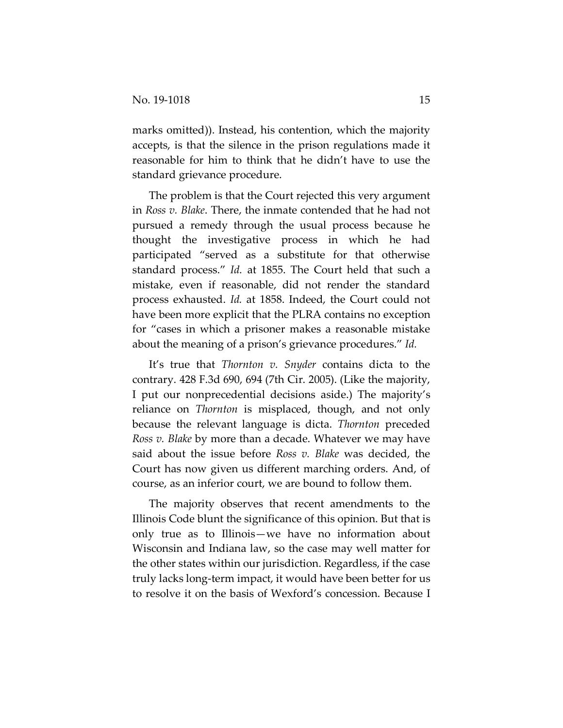marks omitted)). Instead, his contention, which the majority accepts, is that the silence in the prison regulations made it reasonable for him to think that he didn't have to use the standard grievance procedure.

The problem is that the Court rejected this very argument in *Ross v. Blake*. There, the inmate contended that he had not pursued a remedy through the usual process because he thought the investigative process in which he had participated "served as a substitute for that otherwise standard process." *Id.* at 1855. The Court held that such a mistake, even if reasonable, did not render the standard process exhausted. *Id.* at 1858. Indeed, the Court could not have been more explicit that the PLRA contains no exception for "cases in which a prisoner makes a reasonable mistake about the meaning of a prison's grievance procedures." *Id.*

It's true that *Thornton v. Snyder* contains dicta to the contrary. 428 F.3d 690, 694 (7th Cir. 2005). (Like the majority, I put our nonprecedential decisions aside.) The majority's reliance on *Thornton* is misplaced, though, and not only because the relevant language is dicta. *Thornton* preceded *Ross v. Blake* by more than a decade. Whatever we may have said about the issue before *Ross v. Blake* was decided, the Court has now given us different marching orders. And, of course, as an inferior court, we are bound to follow them.

The majority observes that recent amendments to the Illinois Code blunt the significance of this opinion. But that is only true as to Illinois—we have no information about Wisconsin and Indiana law, so the case may well matter for the other states within our jurisdiction. Regardless, if the case truly lacks long-term impact, it would have been better for us to resolve it on the basis of Wexford's concession. Because I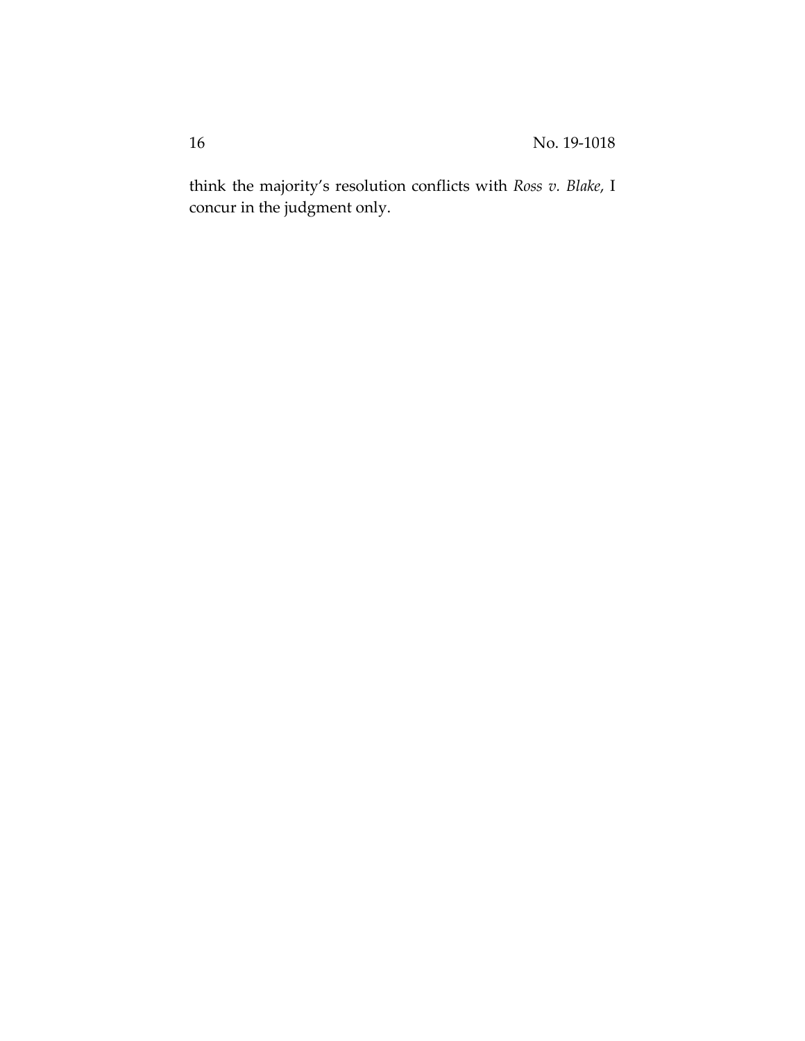think the majority's resolution conflicts with *Ross v. Blake*, I concur in the judgment only.